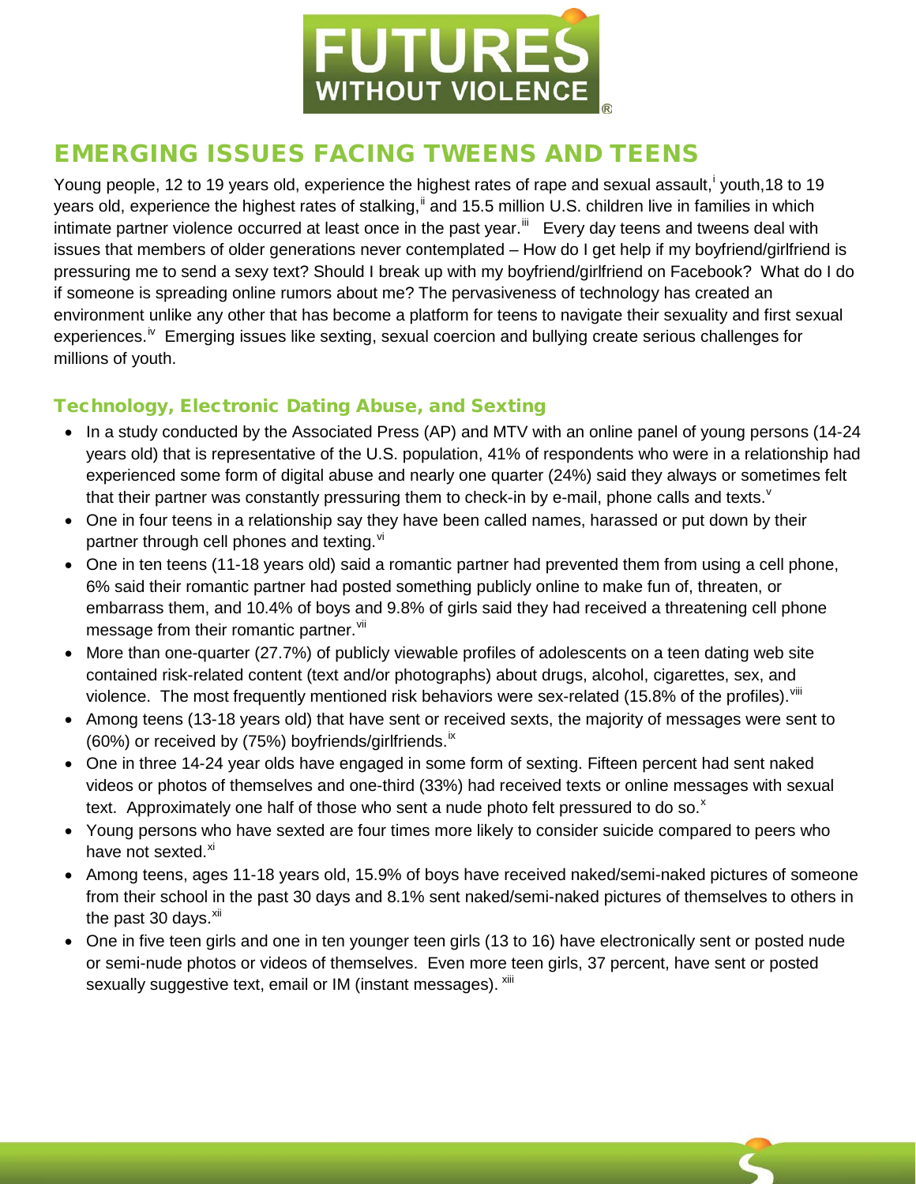# EMERGING ISSUES FACING TWEENS AND TEENS

Young people, 12 to 19 years old, experience the highest rates of rape and sexual assault,[i] youth,18 to 19 years old, experience the highest rates of stalking,[ii] and 15.5 million U.S. children live in families in which intimate partner violence occurred at least once in the past year.[iii] Every day teens and tweens deal with issues that members of older generations never contemplated – How do I get help if my boyfriend/girlfriend is pressuring me to send a sexy text? Should I break up with my boyfriend/girlfriend on Facebook? What do I do if someone is spreading online rumors about me? The pervasiveness of technology has created an environment unlike any other that has become a platform for teens to navigate their sexuality and first sexual experiences.[iv] Emerging issues like sexting, sexual coercion and bullying create serious challenges for millions of youth.

## Technology, Electronic Dating Abuse, and Sexting

- In a study conducted by the Associated Press (AP) and MTV with an online panel of young persons (14-24 years old) that is representative of the U.S. population, 41% of respondents who were in a relationship had experienced some form of digital abuse and nearly one quarter (24%) said they always or sometimes felt that their partner was constantly pressuring them to check-in by e-mail, phone calls and texts.[v]
- One in four teens in a relationship say they have been called names, harassed or put down by their partner through cell phones and texting.[vi]
- One in ten teens (11-18 years old) said a romantic partner had prevented them from using a cell phone, 6% said their romantic partner had posted something publicly online to make fun of, threaten, or embarrass them, and 10.4% of boys and 9.8% of girls said they had received a threatening cell phone message from their romantic partner.[vii]
- More than one-quarter (27.7%) of publicly viewable profiles of adolescents on a teen dating web site contained risk-related content (text and/or photographs) about drugs, alcohol, cigarettes, sex, and violence. The most frequently mentioned risk behaviors were sex-related (15.8% of the profiles).[viii]
- Among teens (13-18 years old) that have sent or received sexts, the majority of messages were sent to (60%) or received by (75%) boyfriends/girlfriends.[ix]
- One in three 14-24 year olds have engaged in some form of sexting. Fifteen percent had sent naked videos or photos of themselves and one-third (33%) had received texts or online messages with sexual text. Approximately one half of those who sent a nude photo felt pressured to do so.[x]
- Young persons who have sexted are four times more likely to consider suicide compared to peers who have not sexted.[xi]
- Among teens, ages 11-18 years old, 15.9% of boys have received naked/semi-naked pictures of someone from their school in the past 30 days and 8.1% sent naked/semi-naked pictures of themselves to others in the past 30 days.[xii]
- One in five teen girls and one in ten younger teen girls (13 to 16) have electronically sent or posted nude or semi-nude photos or videos of themselves. Even more teen girls, 37 percent, have sent or posted sexually suggestive text, email or IM (instant messages).[xiii]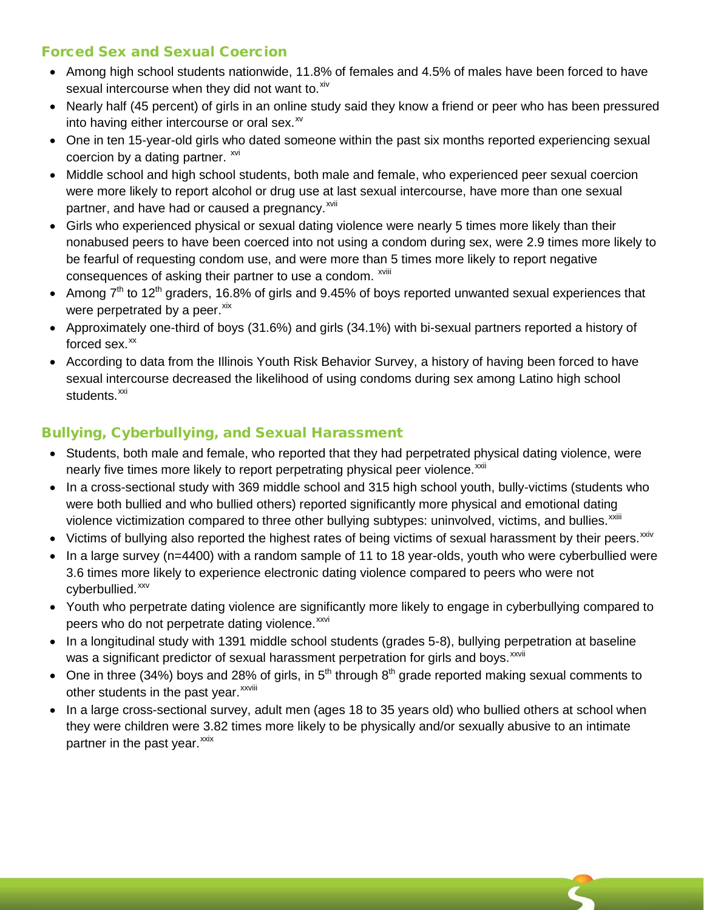## Forced Sex and Sexual Coercion

- Among high school students nationwide, 11.8% of females and 4.5% of males have been forced to have sexual intercourse when they did not want to.[xiv]
- Nearly half (45 percent) of girls in an online study said they know a friend or peer who has been pressured into having either intercourse or oral sex.[xv]
- One in ten 15-year-old girls who dated someone within the past six months reported experiencing sexual coercion by a dating partner. [xvi]
- Middle school and high school students, both male and female, who experienced peer sexual coercion were more likely to report alcohol or drug use at last sexual intercourse, have more than one sexual partner, and have had or caused a pregnancy.[xvii]
- Girls who experienced physical or sexual dating violence were nearly 5 times more likely than their nonabused peers to have been coerced into not using a condom during sex, were 2.9 times more likely to be fearful of requesting condom use, and were more than 5 times more likely to report negative consequences of asking their partner to use a condom. [xviii]
- Among 7th to 12th graders, 16.8% of girls and 9.45% of boys reported unwanted sexual experiences that were perpetrated by a peer.[xix]
- Approximately one-third of boys (31.6%) and girls (34.1%) with bi-sexual partners reported a history of forced sex.[xx]
- According to data from the Illinois Youth Risk Behavior Survey, a history of having been forced to have sexual intercourse decreased the likelihood of using condoms during sex among Latino high school students.[xxi]

## Bullying, Cyberbullying, and Sexual Harassment

- Students, both male and female, who reported that they had perpetrated physical dating violence, were nearly five times more likely to report perpetrating physical peer violence.[xxii]
- In a cross-sectional study with 369 middle school and 315 high school youth, bully-victims (students who were both bullied and who bullied others) reported significantly more physical and emotional dating violence victimization compared to three other bullying subtypes: uninvolved, victims, and bullies.[xxiii]
- Victims of bullying also reported the highest rates of being victims of sexual harassment by their peers.[xxiv]
- In a large survey (n=4400) with a random sample of 11 to 18 year-olds, youth who were cyberbullied were 3.6 times more likely to experience electronic dating violence compared to peers who were not cyberbullied.[xxv]
- Youth who perpetrate dating violence are significantly more likely to engage in cyberbullying compared to peers who do not perpetrate dating violence.[xxvi]
- In a longitudinal study with 1391 middle school students (grades 5-8), bullying perpetration at baseline was a significant predictor of sexual harassment perpetration for girls and boys.[xxvii]
- One in three (34%) boys and 28% of girls, in 5th through 8th grade reported making sexual comments to other students in the past year.[xxviii]
- In a large cross-sectional survey, adult men (ages 18 to 35 years old) who bullied others at school when they were children were 3.82 times more likely to be physically and/or sexually abusive to an intimate partner in the past year.[xxix]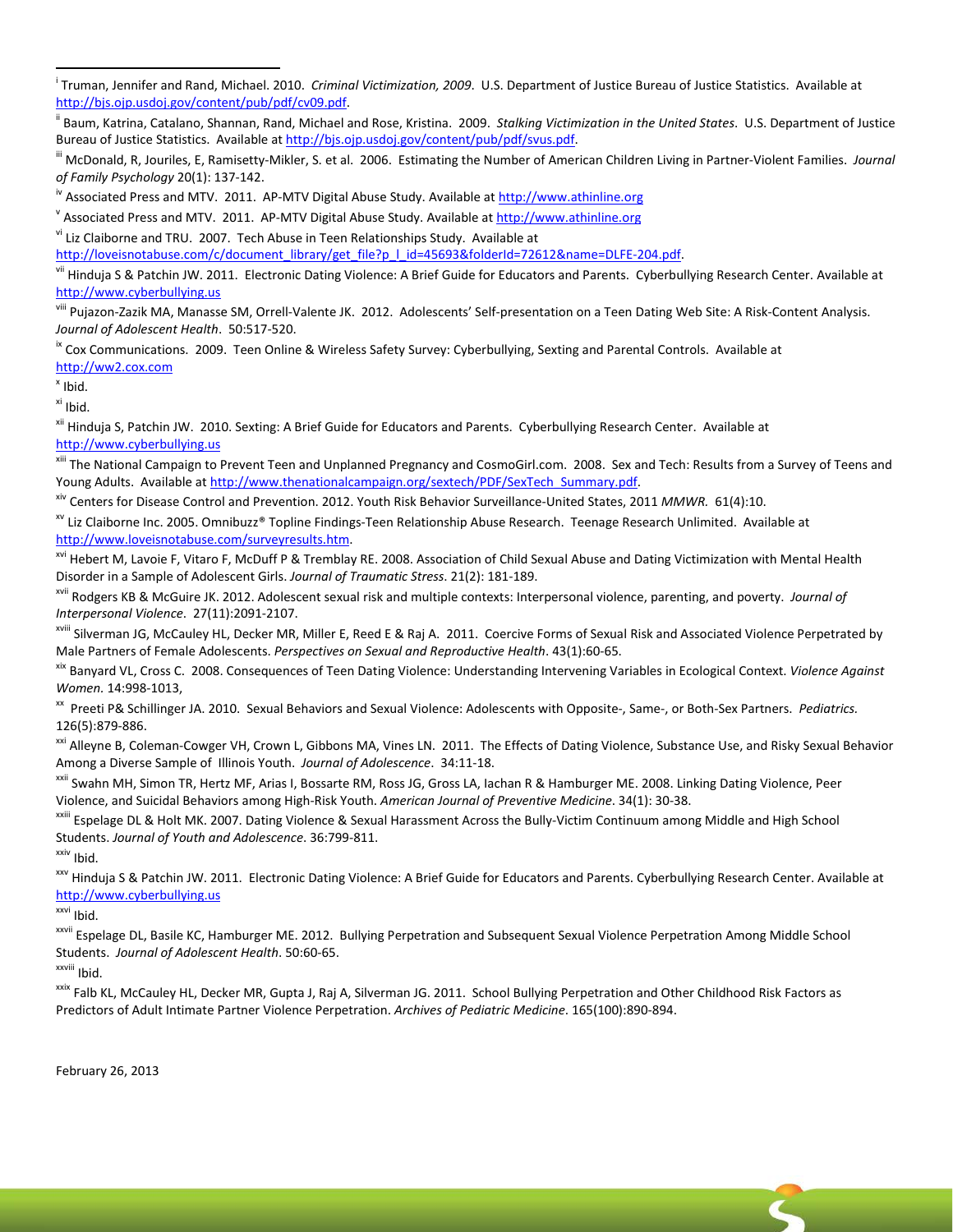[i] Truman, Jennifer and Rand, Michael. 2010. *Criminal Victimization, 2009*. U.S. Department of Justice Bureau of Justice Statistics. Available at http://bjs.ojp.usdoj.gov/content/pub/pdf/cv09.pdf.

[ii] Baum, Katrina, Catalano, Shannan, Rand, Michael and Rose, Kristina. 2009. *Stalking Victimization in the United States*. U.S. Department of Justice Bureau of Justice Statistics. Available at http://bjs.ojp.usdoj.gov/content/pub/pdf/svus.pdf.

[iii] McDonald, R, Jouriles, E, Ramisetty-Mikler, S. et al. 2006. Estimating the Number of American Children Living in Partner-Violent Families. *Journal of Family Psychology* 20(1): 137-142.

[iv] Associated Press and MTV. 2011. AP-MTV Digital Abuse Study. Available at http://www.athinline.org

[v] Associated Press and MTV. 2011. AP-MTV Digital Abuse Study. Available at http://www.athinline.org

[vi] Liz Claiborne and TRU. 2007. Tech Abuse in Teen Relationships Study. Available at http://loveisnotabuse.com/c/document_library/get_file?p_l_id=45693&folderId=72612&name=DLFE-204.pdf.

[vii] Hinduja S & Patchin JW. 2011. Electronic Dating Violence: A Brief Guide for Educators and Parents. Cyberbullying Research Center. Available at http://www.cyberbullying.us

[viii] Pujazon-Zazik MA, Manasse SM, Orrell-Valente JK. 2012. Adolescents' Self-presentation on a Teen Dating Web Site: A Risk-Content Analysis. *Journal of Adolescent Health*. 50:517-520.

[ix] Cox Communications. 2009. Teen Online & Wireless Safety Survey: Cyberbullying, Sexting and Parental Controls. Available at http://ww2.cox.com

[x] Ibid.

[xi] Ibid.

[xii] Hinduja S, Patchin JW. 2010. Sexting: A Brief Guide for Educators and Parents. Cyberbullying Research Center. Available at http://www.cyberbullying.us

[xiii] The National Campaign to Prevent Teen and Unplanned Pregnancy and CosmoGirl.com. 2008. Sex and Tech: Results from a Survey of Teens and Young Adults. Available at http://www.thenationalcampaign.org/sextech/PDF/SexTech_Summary.pdf.

[xiv] Centers for Disease Control and Prevention. 2012. Youth Risk Behavior Surveillance-United States, 2011 *MMWR.* 61(4):10.

[xv] Liz Claiborne Inc. 2005. Omnibuzz® Topline Findings-Teen Relationship Abuse Research. Teenage Research Unlimited. Available at http://www.loveisnotabuse.com/surveyresults.htm.

[xvi] Hebert M, Lavoie F, Vitaro F, McDuff P & Tremblay RE. 2008. Association of Child Sexual Abuse and Dating Victimization with Mental Health Disorder in a Sample of Adolescent Girls. *Journal of Traumatic Stress*. 21(2): 181-189.

[xvii] Rodgers KB & McGuire JK. 2012. Adolescent sexual risk and multiple contexts: Interpersonal violence, parenting, and poverty. *Journal of Interpersonal Violence*. 27(11):2091-2107.

[xviii] Silverman JG, McCauley HL, Decker MR, Miller E, Reed E & Raj A. 2011. Coercive Forms of Sexual Risk and Associated Violence Perpetrated by Male Partners of Female Adolescents. *Perspectives on Sexual and Reproductive Health*. 43(1):60-65.

[xix] Banyard VL, Cross C. 2008. Consequences of Teen Dating Violence: Understanding Intervening Variables in Ecological Context. *Violence Against Women.* 14:998-1013,

[xx] Preeti P& Schillinger JA. 2010. Sexual Behaviors and Sexual Violence: Adolescents with Opposite-, Same-, or Both-Sex Partners. *Pediatrics.* 126(5):879-886.

[xxi] Alleyne B, Coleman-Cowger VH, Crown L, Gibbons MA, Vines LN. 2011. The Effects of Dating Violence, Substance Use, and Risky Sexual Behavior Among a Diverse Sample of Illinois Youth. *Journal of Adolescence*. 34:11-18.

[xxii] Swahn MH, Simon TR, Hertz MF, Arias I, Bossarte RM, Ross JG, Gross LA, Iachan R & Hamburger ME. 2008. Linking Dating Violence, Peer Violence, and Suicidal Behaviors among High-Risk Youth. *American Journal of Preventive Medicine*. 34(1): 30-38.

[xxiii] Espelage DL & Holt MK. 2007. Dating Violence & Sexual Harassment Across the Bully-Victim Continuum among Middle and High School Students. *Journal of Youth and Adolescence*. 36:799-811.

[xxiv] Ibid.

[xxv] Hinduja S & Patchin JW. 2011. Electronic Dating Violence: A Brief Guide for Educators and Parents. Cyberbullying Research Center. Available at http://www.cyberbullying.us

[xxvi] Ibid.

[xxvii] Espelage DL, Basile KC, Hamburger ME. 2012. Bullying Perpetration and Subsequent Sexual Violence Perpetration Among Middle School Students. *Journal of Adolescent Health*. 50:60-65.

[xxviii] Ibid.

[xxix] Falb KL, McCauley HL, Decker MR, Gupta J, Raj A, Silverman JG. 2011. School Bullying Perpetration and Other Childhood Risk Factors as Predictors of Adult Intimate Partner Violence Perpetration. *Archives of Pediatric Medicine*. 165(100):890-894.

February 26, 2013